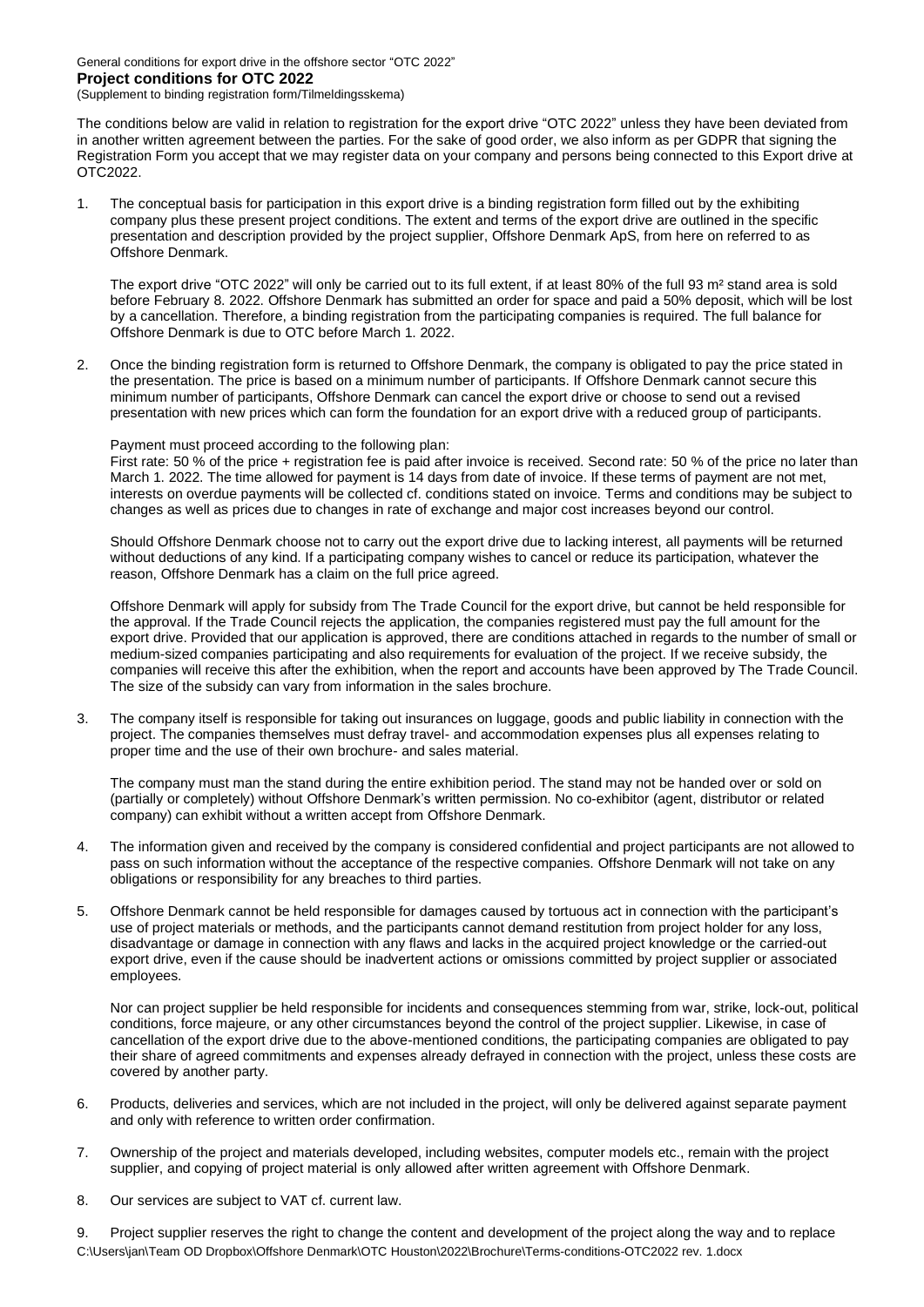General conditions for export drive in the offshore sector "OTC 2022"

**Project conditions for OTC 2022**

(Supplement to binding registration form/Tilmeldingsskema)

The conditions below are valid in relation to registration for the export drive "OTC 2022" unless they have been deviated from in another written agreement between the parties. For the sake of good order, we also inform as per GDPR that signing the Registration Form you accept that we may register data on your company and persons being connected to this Export drive at OTC2022.

1. The conceptual basis for participation in this export drive is a binding registration form filled out by the exhibiting company plus these present project conditions. The extent and terms of the export drive are outlined in the specific presentation and description provided by the project supplier, Offshore Denmark ApS, from here on referred to as Offshore Denmark.

   The export drive "OTC 2022" will only be carried out to its full extent, if at least 80% of the full 93 m² stand area is sold before February 8. 2022. Offshore Denmark has submitted an order for space and paid a 50% deposit, which will be lost by a cancellation. Therefore, a binding registration from the participating companies is required. The full balance for Offshore Denmark is due to OTC before March 1. 2022.

2. Once the binding registration form is returned to Offshore Denmark, the company is obligated to pay the price stated in the presentation. The price is based on a minimum number of participants. If Offshore Denmark cannot secure this minimum number of participants, Offshore Denmark can cancel the export drive or choose to send out a revised presentation with new prices which can form the foundation for an export drive with a reduced group of participants.

   Payment must proceed according to the following plan:
   First rate: 50 % of the price + registration fee is paid after invoice is received. Second rate: 50 % of the price no later than March 1. 2022. The time allowed for payment is 14 days from date of invoice. If these terms of payment are not met, interests on overdue payments will be collected cf. conditions stated on invoice. Terms and conditions may be subject to changes as well as prices due to changes in rate of exchange and major cost increases beyond our control.

   Should Offshore Denmark choose not to carry out the export drive due to lacking interest, all payments will be returned without deductions of any kind. If a participating company wishes to cancel or reduce its participation, whatever the reason, Offshore Denmark has a claim on the full price agreed.

   Offshore Denmark will apply for subsidy from The Trade Council for the export drive, but cannot be held responsible for the approval. If the Trade Council rejects the application, the companies registered must pay the full amount for the export drive. Provided that our application is approved, there are conditions attached in regards to the number of small or medium-sized companies participating and also requirements for evaluation of the project. If we receive subsidy, the companies will receive this after the exhibition, when the report and accounts have been approved by The Trade Council. The size of the subsidy can vary from information in the sales brochure.

3. The company itself is responsible for taking out insurances on luggage, goods and public liability in connection with the project. The companies themselves must defray travel- and accommodation expenses plus all expenses relating to proper time and the use of their own brochure- and sales material.

   The company must man the stand during the entire exhibition period. The stand may not be handed over or sold on (partially or completely) without Offshore Denmark's written permission. No co-exhibitor (agent, distributor or related company) can exhibit without a written accept from Offshore Denmark.

4. The information given and received by the company is considered confidential and project participants are not allowed to pass on such information without the acceptance of the respective companies. Offshore Denmark will not take on any obligations or responsibility for any breaches to third parties.

5. Offshore Denmark cannot be held responsible for damages caused by tortuous act in connection with the participant's use of project materials or methods, and the participants cannot demand restitution from project holder for any loss, disadvantage or damage in connection with any flaws and lacks in the acquired project knowledge or the carried-out export drive, even if the cause should be inadvertent actions or omissions committed by project supplier or associated employees.

   Nor can project supplier be held responsible for incidents and consequences stemming from war, strike, lock-out, political conditions, force majeure, or any other circumstances beyond the control of the project supplier. Likewise, in case of cancellation of the export drive due to the above-mentioned conditions, the participating companies are obligated to pay their share of agreed commitments and expenses already defrayed in connection with the project, unless these costs are covered by another party.

6. Products, deliveries and services, which are not included in the project, will only be delivered against separate payment and only with reference to written order confirmation.

7. Ownership of the project and materials developed, including websites, computer models etc., remain with the project supplier, and copying of project material is only allowed after written agreement with Offshore Denmark.

8. Our services are subject to VAT cf. current law.

9. Project supplier reserves the right to change the content and development of the project along the way and to replace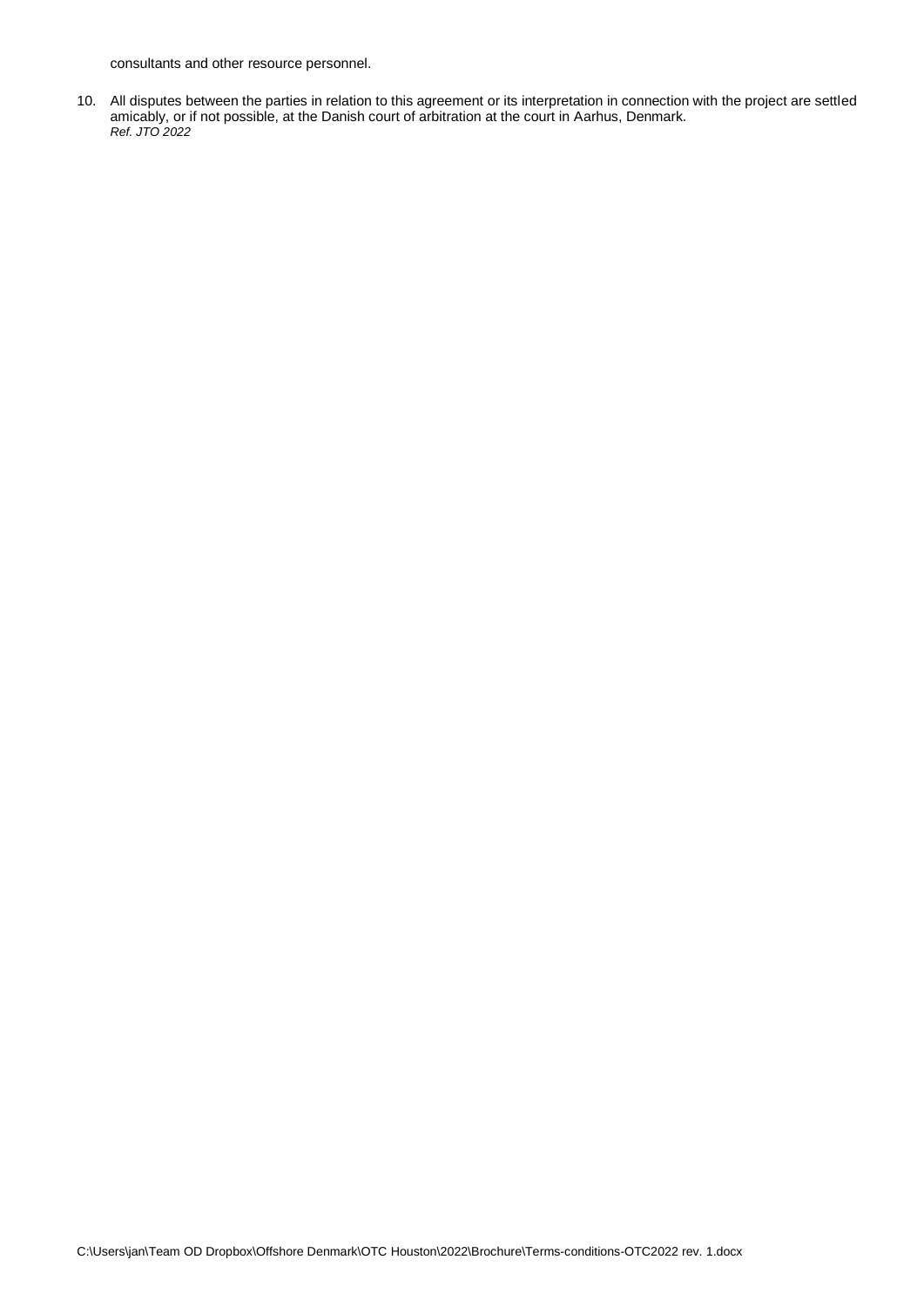consultants and other resource personnel.

10. All disputes between the parties in relation to this agreement or its interpretation in connection with the project are settled amicably, or if not possible, at the Danish court of arbitration at the court in Aarhus, Denmark.
    *Ref. JTO 2022*

C:\Users\jan\Team OD Dropbox\Offshore Denmark\OTC Houston\2022\Brochure\Terms-conditions-OTC2022 rev. 1.docx